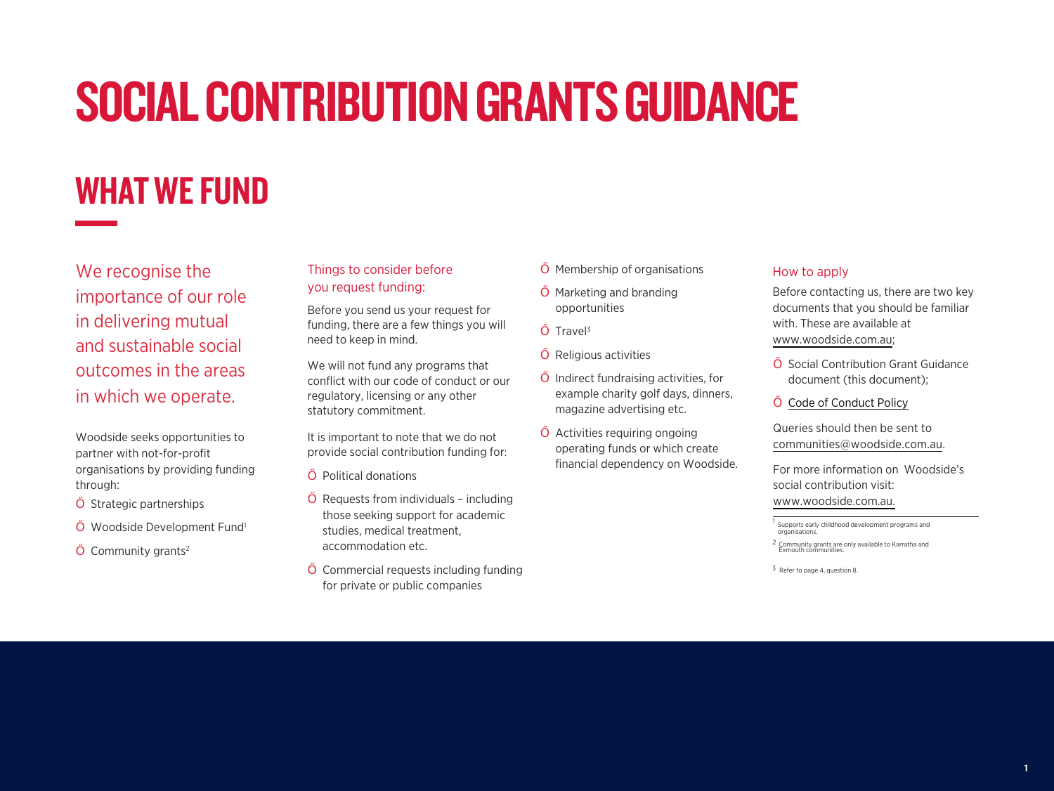# SOCIAL CONTRIBUTION GRANTS GUIDANCE

## WHAT WE FUND

We recognise the importance of our role in delivering mutual and sustainable social outcomes in the areas in which we operate.

Woodside seeks opportunities to partner with not-for-profit organisations by providing funding through:

- Strategic partnerships
- Woodside Development Fund[1]
- Community grants[2]

### Things to consider before you request funding:

Before you send us your request for funding, there are a few things you will need to keep in mind.

We will not fund any programs that conflict with our code of conduct or our regulatory, licensing or any other statutory commitment.

It is important to note that we do not provide social contribution funding for:

- Political donations
- Requests from individuals – including those seeking support for academic studies, medical treatment, accommodation etc.
- Commercial requests including funding for private or public companies
- Membership of organisations
- Marketing and branding opportunities
- Travel[3]
- Religious activities
- Indirect fundraising activities, for example charity golf days, dinners, magazine advertising etc.
- Activities requiring ongoing operating funds or which create financial dependency on Woodside.

### How to apply

Before contacting us, there are two key documents that you should be familiar with. These are available at www.woodside.com.au;

- Social Contribution Grant Guidance document (this document);
- Code of Conduct Policy

Queries should then be sent to communities@woodside.com.au.

For more information on Woodside's social contribution visit: www.woodside.com.au.

[1] Supports early childhood development programs and organisations.

[2] Community grants are only available to Karratha and Exmouth communities.

[3] Refer to page 4, question 8.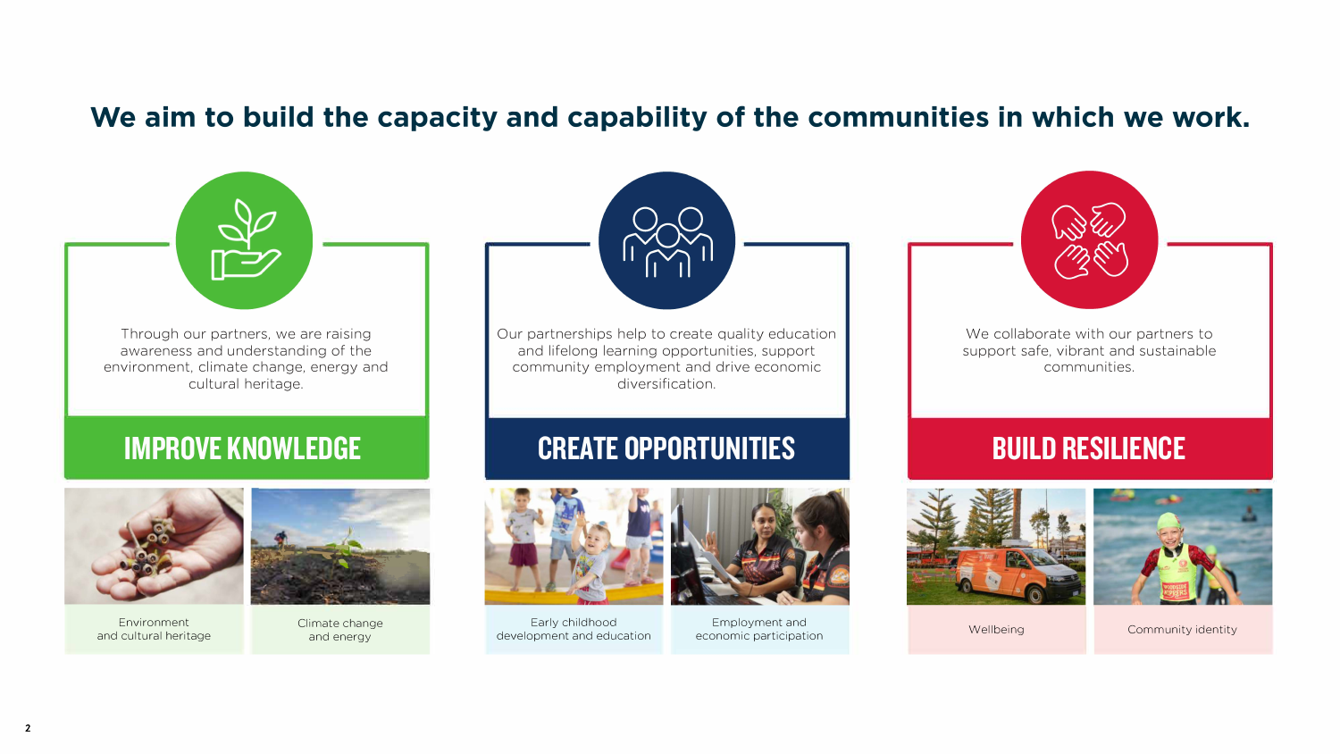# We aim to build the capacity and capability of the communities in which we work.

Through our partners, we are raising awareness and understanding of the environment, climate change, energy and cultural heritage.

## IMPROVE KNOWLEDGE

Environment and cultural heritage

Climate change and energy

Our partnerships help to create quality education and lifelong learning opportunities, support community employment and drive economic diversification.

## CREATE OPPORTUNITIES

Early childhood development and education

Employment and economic participation

We collaborate with our partners to support safe, vibrant and sustainable communities.

## BUILD RESILIENCE

Wellbeing

Community identity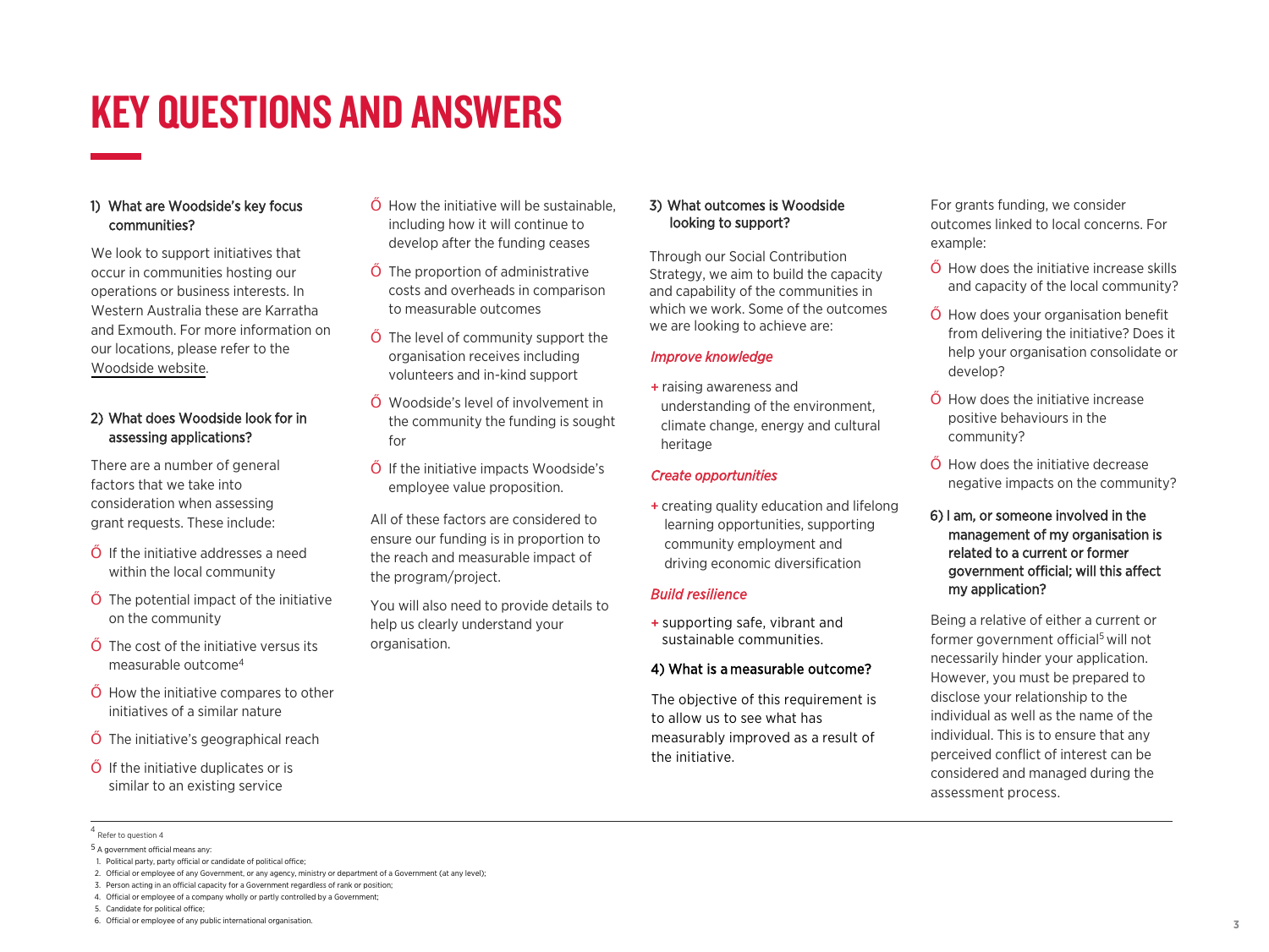# KEY QUESTIONS AND ANSWERS

### 1) What are Woodside's key focus communities?

We look to support initiatives that occur in communities hosting our operations or business interests. In Western Australia these are Karratha and Exmouth. For more information on our locations, please refer to the Woodside website.

### 2) What does Woodside look for in assessing applications?

There are a number of general factors that we take into consideration when assessing grant requests. These include:

- If the initiative addresses a need within the local community
- The potential impact of the initiative on the community
- The cost of the initiative versus its measurable outcome[4]
- How the initiative compares to other initiatives of a similar nature
- The initiative's geographical reach
- If the initiative duplicates or is similar to an existing service
- How the initiative will be sustainable, including how it will continue to develop after the funding ceases
- The proportion of administrative costs and overheads in comparison to measurable outcomes
- The level of community support the organisation receives including volunteers and in-kind support
- Woodside's level of involvement in the community the funding is sought for
- If the initiative impacts Woodside's employee value proposition.

All of these factors are considered to ensure our funding is in proportion to the reach and measurable impact of the program/project.

You will also need to provide details to help us clearly understand your organisation.

### 3) What outcomes is Woodside looking to support?

Through our Social Contribution Strategy, we aim to build the capacity and capability of the communities in which we work. Some of the outcomes we are looking to achieve are:

*Improve knowledge*

+ raising awareness and understanding of the environment, climate change, energy and cultural heritage

*Create opportunities*

+ creating quality education and lifelong learning opportunities, supporting community employment and driving economic diversification

*Build resilience*

+ supporting safe, vibrant and sustainable communities.

### 4) What is a measurable outcome?

The objective of this requirement is to allow us to see what has measurably improved as a result of the initiative.

For grants funding, we consider outcomes linked to local concerns. For example:

- How does the initiative increase skills and capacity of the local community?
- How does your organisation benefit from delivering the initiative? Does it help your organisation consolidate or develop?
- How does the initiative increase positive behaviours in the community?
- How does the initiative decrease negative impacts on the community?

### 6) I am, or someone involved in the management of my organisation is related to a current or former government official; will this affect my application?

Being a relative of either a current or former government official[5] will not necessarily hinder your application. However, you must be prepared to disclose your relationship to the individual as well as the name of the individual. This is to ensure that any perceived conflict of interest can be considered and managed during the assessment process.

---

[4] Refer to question 4

[5] A government official means any:

1. Political party, party official or candidate of political office;
2. Official or employee of any Government, or any agency, ministry or department of a Government (at any level);
3. Person acting in an official capacity for a Government regardless of rank or position;
4. Official or employee of a company wholly or partly controlled by a Government;
5. Candidate for political office;
6. Official or employee of any public international organisation.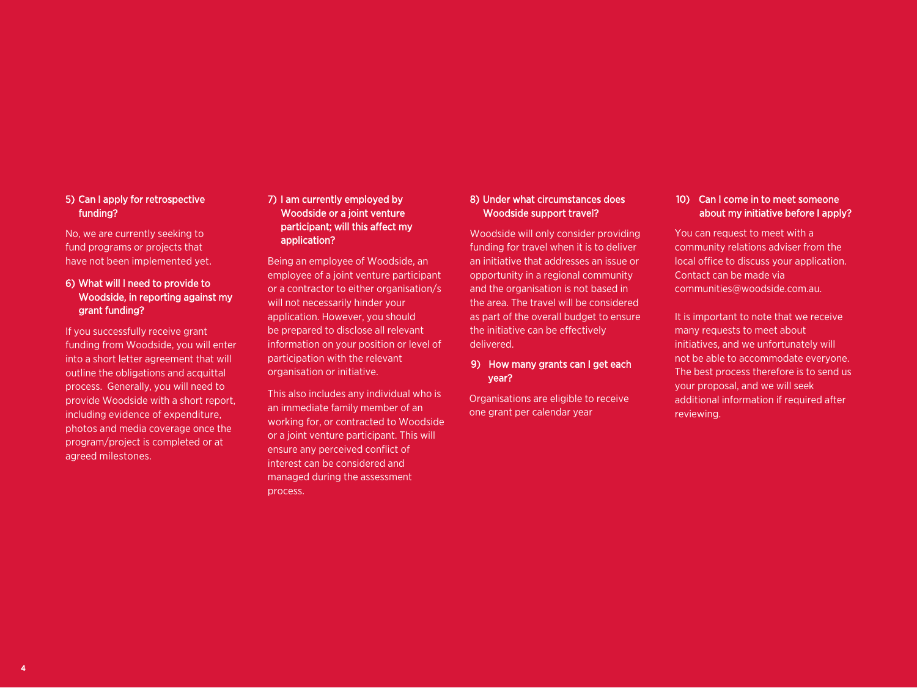### 5) Can I apply for retrospective funding?

No, we are currently seeking to fund programs or projects that have not been implemented yet.

### 6) What will I need to provide to Woodside, in reporting against my grant funding?

If you successfully receive grant funding from Woodside, you will enter into a short letter agreement that will outline the obligations and acquittal process. Generally, you will need to provide Woodside with a short report, including evidence of expenditure, photos and media coverage once the program/project is completed or at agreed milestones.

### 7) I am currently employed by Woodside or a joint venture participant; will this affect my application?

Being an employee of Woodside, an employee of a joint venture participant or a contractor to either organisation/s will not necessarily hinder your application. However, you should be prepared to disclose all relevant information on your position or level of participation with the relevant organisation or initiative.

This also includes any individual who is an immediate family member of an working for, or contracted to Woodside or a joint venture participant. This will ensure any perceived conflict of interest can be considered and managed during the assessment process.

### 8) Under what circumstances does Woodside support travel?

Woodside will only consider providing funding for travel when it is to deliver an initiative that addresses an issue or opportunity in a regional community and the organisation is not based in the area. The travel will be considered as part of the overall budget to ensure the initiative can be effectively delivered.

### 9) How many grants can I get each year?

Organisations are eligible to receive one grant per calendar year

### 10) Can I come in to meet someone about my initiative before I apply?

You can request to meet with a community relations adviser from the local office to discuss your application. Contact can be made via communities@woodside.com.au.

It is important to note that we receive many requests to meet about initiatives, and we unfortunately will not be able to accommodate everyone. The best process therefore is to send us your proposal, and we will seek additional information if required after reviewing.